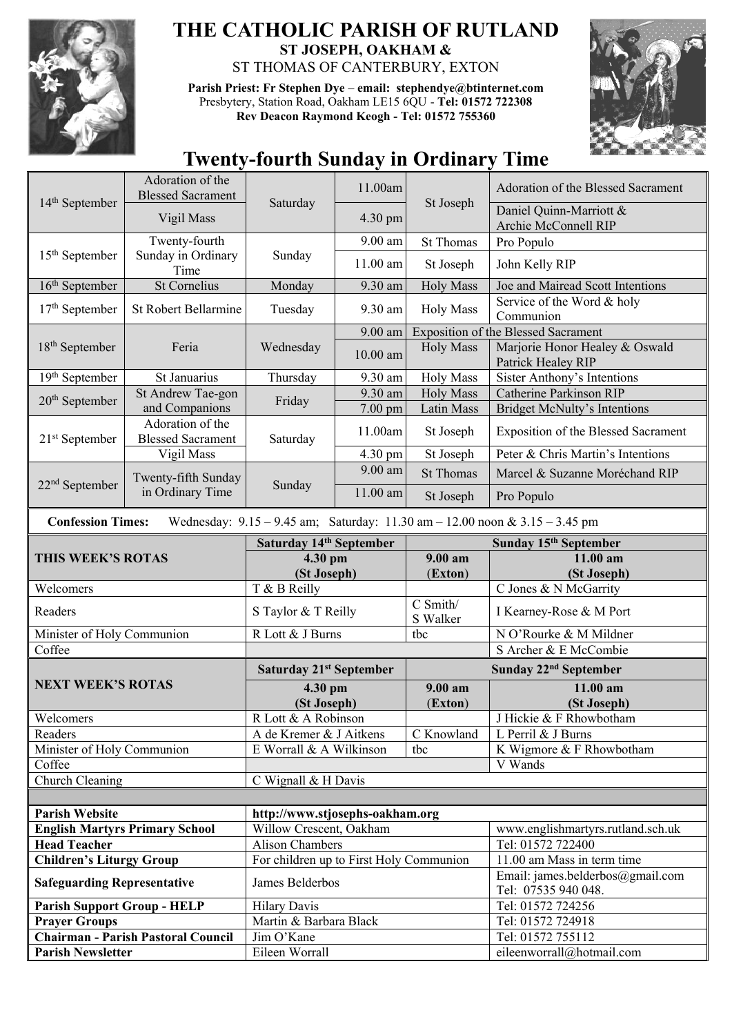# THE CATHOLIC PARISH OF RUTLAND

**ST JOSEPH, OAKHAM &**

ST THOMAS OF CANTERBURY, EXTON

**Parish Priest: Fr Stephen Dye** – **email: stephendye@btinternet.com**
Presbytery, Station Road, Oakham LE15 6QU - **Tel: 01572 722308**
**Rev Deacon Raymond Keogh - Tel: 01572 755360**

## Twenty-fourth Sunday in Ordinary Time

| Date | Feast | Day | Time | Place | Intention |
|---|---|---|---|---|---|
| 14th September | Adoration of the Blessed Sacrament | Saturday | 11.00am | St Joseph | Adoration of the Blessed Sacrament |
| | Vigil Mass | | 4.30 pm | | Daniel Quinn-Marriott & Archie McConnell RIP |
| 15th September | Twenty-fourth Sunday in Ordinary Time | Sunday | 9.00 am | St Thomas | Pro Populo |
| | | | 11.00 am | St Joseph | John Kelly RIP |
| 16th September | St Cornelius | Monday | 9.30 am | Holy Mass | Joe and Mairead Scott Intentions |
| 17th September | St Robert Bellarmine | Tuesday | 9.30 am | Holy Mass | Service of the Word & holy Communion |
| 18th September | Feria | Wednesday | 9.00 am | Exposition of the Blessed Sacrament | |
| | | | 10.00 am | Holy Mass | Marjorie Honor Healey & Oswald Patrick Healey RIP |
| 19th September | St Januarius | Thursday | 9.30 am | Holy Mass | Sister Anthony's Intentions |
| 20th September | St Andrew Tae-gon and Companions | Friday | 9.30 am | Holy Mass | Catherine Parkinson RIP |
| | | | 7.00 pm | Latin Mass | Bridget McNulty's Intentions |
| 21st September | Adoration of the Blessed Sacrament | Saturday | 11.00am | St Joseph | Exposition of the Blessed Sacrament |
| | Vigil Mass | | 4.30 pm | St Joseph | Peter & Chris Martin's Intentions |
| 22nd September | Twenty-fifth Sunday in Ordinary Time | Sunday | 9.00 am | St Thomas | Marcel & Suzanne Moréchand RIP |
| | | | 11.00 am | St Joseph | Pro Populo |

**Confession Times:** Wednesday: 9.15 – 9.45 am; Saturday: 11.30 am – 12.00 noon & 3.15 – 3.45 pm

| THIS WEEK'S ROTAS | Saturday 14th September 4.30 pm (St Joseph) | Sunday 15th September 9.00 am (Exton) | Sunday 15th September 11.00 am (St Joseph) |
|---|---|---|---|
| Welcomers | T & B Reilly | | C Jones & N McGarrity |
| Readers | S Taylor & T Reilly | C Smith/ S Walker | I Kearney-Rose & M Port |
| Minister of Holy Communion | R Lott & J Burns | tbc | N O'Rourke & M Mildner |
| Coffee | | | S Archer & E McCombie |

| NEXT WEEK'S ROTAS | Saturday 21st September 4.30 pm (St Joseph) | Sunday 22nd September 9.00 am (Exton) | Sunday 22nd September 11.00 am (St Joseph) |
|---|---|---|---|
| Welcomers | R Lott & A Robinson | | J Hickie & F Rhowbotham |
| Readers | A de Kremer & J Aitkens | C Knowland | L Perril & J Burns |
| Minister of Holy Communion | E Worrall & A Wilkinson | tbc | K Wigmore & F Rhowbotham |
| Coffee | | | V Wands |
| Church Cleaning | C Wignall & H Davis | | |

| | | |
|---|---|---|
| **Parish Website** | **http://www.stjosephs-oakham.org** | |
| **English Martyrs Primary School** | Willow Crescent, Oakham | www.englishmartyrs.rutland.sch.uk |
| **Head Teacher** | Alison Chambers | Tel: 01572 722400 |
| **Children's Liturgy Group** | For children up to First Holy Communion | 11.00 am Mass in term time |
| **Safeguarding Representative** | James Belderbos | Email: james.belderbos@gmail.com Tel: 07535 940 048. |
| **Parish Support Group - HELP** | Hilary Davis | Tel: 01572 724256 |
| **Prayer Groups** | Martin & Barbara Black | Tel: 01572 724918 |
| **Chairman - Parish Pastoral Council** | Jim O'Kane | Tel: 01572 755112 |
| **Parish Newsletter** | Eileen Worrall | eileenworrall@hotmail.com |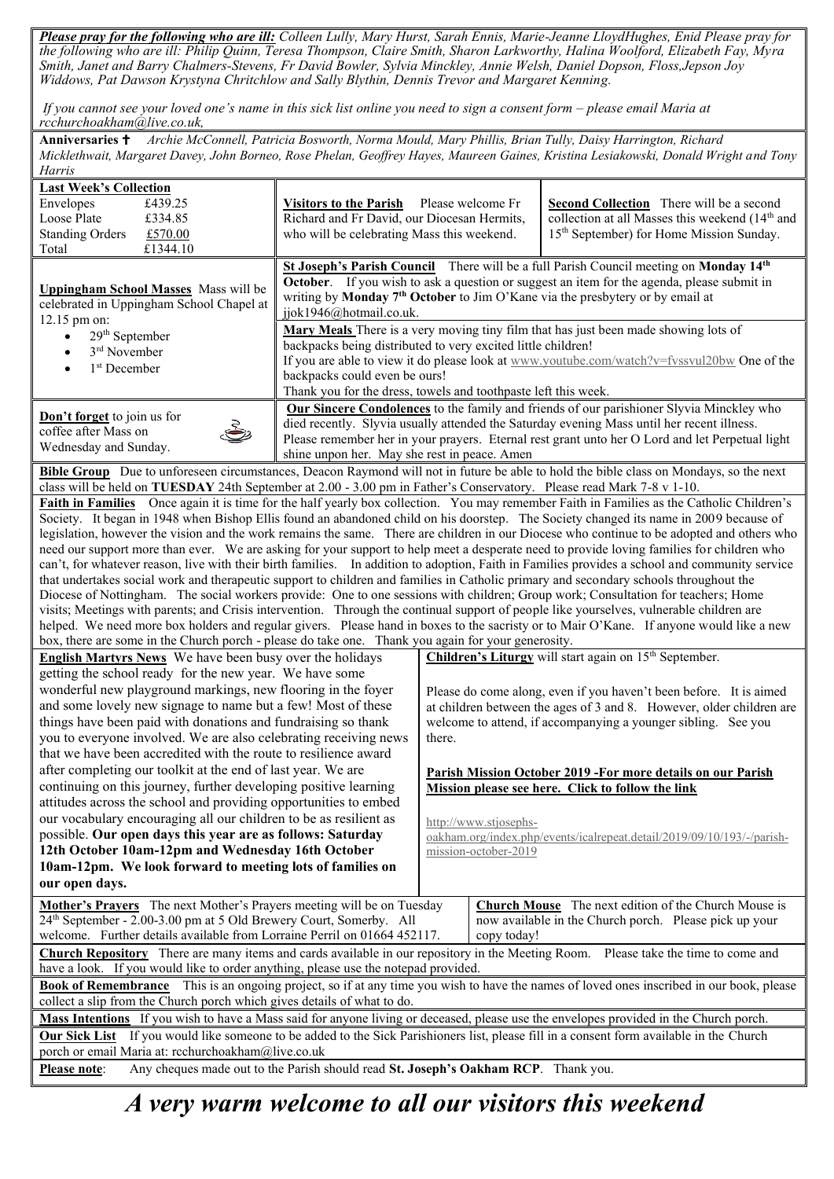***Please pray for the following who are ill:*** *Colleen Lully, Mary Hurst, Sarah Ennis, Marie-Jeanne LloydHughes, Enid Please pray for the following who are ill: Philip Quinn, Teresa Thompson, Claire Smith, Sharon Larkworthy, Halina Woolford, Elizabeth Fay, Myra Smith, Janet and Barry Chalmers-Stevens, Fr David Bowler, Sylvia Minckley, Annie Welsh, Daniel Dopson, Floss,Jepson Joy Widdows, Pat Dawson Krystyna Chritchlow and Sally Blythin, Dennis Trevor and Margaret Kenning.*

*If you cannot see your loved one's name in this sick list online you need to sign a consent form – please email Maria at rcchurchoakham@live.co.uk,*

**Anniversaries ✝** *Archie McConnell, Patricia Bosworth, Norma Mould, Mary Phillis, Brian Tully, Daisy Harrington, Richard Micklethwait, Margaret Davey, John Borneo, Rose Phelan, Geoffrey Hayes, Maureen Gaines, Kristina Lesiakowski, Donald Wright and Tony Harris*

**Last Week's Collection**

| | |
|---|---|
| Envelopes | £439.25 |
| Loose Plate | £334.85 |
| Standing Orders | £570.00 |
| Total | £1344.10 |

**Visitors to the Parish** Please welcome Fr Richard and Fr David, our Diocesan Hermits, who will be celebrating Mass this weekend.

**Second Collection** There will be a second collection at all Masses this weekend (14th and 15th September) for Home Mission Sunday.

**Uppingham School Masses** Mass will be celebrated in Uppingham School Chapel at 12.15 pm on:

- 29th September
- 3rd November
- 1st December

**St Joseph's Parish Council** There will be a full Parish Council meeting on **Monday 14th October**. If you wish to ask a question or suggest an item for the agenda, please submit in writing by **Monday 7th October** to Jim O'Kane via the presbytery or by email at jjok1946@hotmail.co.uk.

**Mary Meals** There is a very moving tiny film that has just been made showing lots of backpacks being distributed to very excited little children!
If you are able to view it do please look at www.youtube.com/watch?v=fvssvul20bw One of the backpacks could even be ours!
Thank you for the dress, towels and toothpaste left this week.

**Don't forget** to join us for coffee after Mass on Wednesday and Sunday.

**Our Sincere Condolences** to the family and friends of our parishioner Slyvia Minckley who died recently. Slyvia usually attended the Saturday evening Mass until her recent illness. Please remember her in your prayers. Eternal rest grant unto her O Lord and let Perpetual light shine unpon her. May she rest in peace. Amen

**Bible Group** Due to unforeseen circumstances, Deacon Raymond will not in future be able to hold the bible class on Mondays, so the next class will be held on **TUESDAY** 24th September at 2.00 - 3.00 pm in Father's Conservatory. Please read Mark 7-8 v 1-10.

**Faith in Families** Once again it is time for the half yearly box collection. You may remember Faith in Families as the Catholic Children's Society. It began in 1948 when Bishop Ellis found an abandoned child on his doorstep. The Society changed its name in 2009 because of legislation, however the vision and the work remains the same. There are children in our Diocese who continue to be adopted and others who need our support more than ever. We are asking for your support to help meet a desperate need to provide loving families for children who can't, for whatever reason, live with their birth families. In addition to adoption, Faith in Families provides a school and community service that undertakes social work and therapeutic support to children and families in Catholic primary and secondary schools throughout the Diocese of Nottingham. The social workers provide: One to one sessions with children; Group work; Consultation for teachers; Home visits; Meetings with parents; and Crisis intervention. Through the continual support of people like yourselves, vulnerable children are helped. We need more box holders and regular givers. Please hand in boxes to the sacristy or to Mair O'Kane. If anyone would like a new box, there are some in the Church porch - please do take one. Thank you again for your generosity.

**English Martyrs News** We have been busy over the holidays getting the school ready for the new year. We have some wonderful new playground markings, new flooring in the foyer and some lovely new signage to name but a few! Most of these things have been paid with donations and fundraising so thank you to everyone involved. We are also celebrating receiving news that we have been accredited with the route to resilience award after completing our toolkit at the end of last year. We are continuing on this journey, further developing positive learning attitudes across the school and providing opportunities to embed our vocabulary encouraging all our children to be as resilient as possible. **Our open days this year are as follows: Saturday 12th October 10am-12pm and Wednesday 16th October 10am-12pm. We look forward to meeting lots of families on our open days.**

**Children's Liturgy** will start again on 15th September.

Please do come along, even if you haven't been before. It is aimed at children between the ages of 3 and 8. However, older children are welcome to attend, if accompanying a younger sibling. See you there.

**Parish Mission October 2019 -For more details on our Parish Mission please see here. Click to follow the link**

http://www.stjosephs-oakham.org/index.php/events/icalrepeat.detail/2019/09/10/193/-/parish-mission-october-2019

**Mother's Prayers** The next Mother's Prayers meeting will be on Tuesday 24th September - 2.00-3.00 pm at 5 Old Brewery Court, Somerby. All welcome. Further details available from Lorraine Perril on 01664 452117.

**Church Mouse** The next edition of the Church Mouse is now available in the Church porch. Please pick up your copy today!

**Church Repository** There are many items and cards available in our repository in the Meeting Room. Please take the time to come and have a look. If you would like to order anything, please use the notepad provided.

**Book of Remembrance** This is an ongoing project, so if at any time you wish to have the names of loved ones inscribed in our book, please collect a slip from the Church porch which gives details of what to do.

**Mass Intentions** If you wish to have a Mass said for anyone living or deceased, please use the envelopes provided in the Church porch.

**Our Sick List** If you would like someone to be added to the Sick Parishioners list, please fill in a consent form available in the Church porch or email Maria at: rcchurchoakham@live.co.uk

**Please note**: Any cheques made out to the Parish should read **St. Joseph's Oakham RCP**. Thank you.

# *A very warm welcome to all our visitors this weekend*